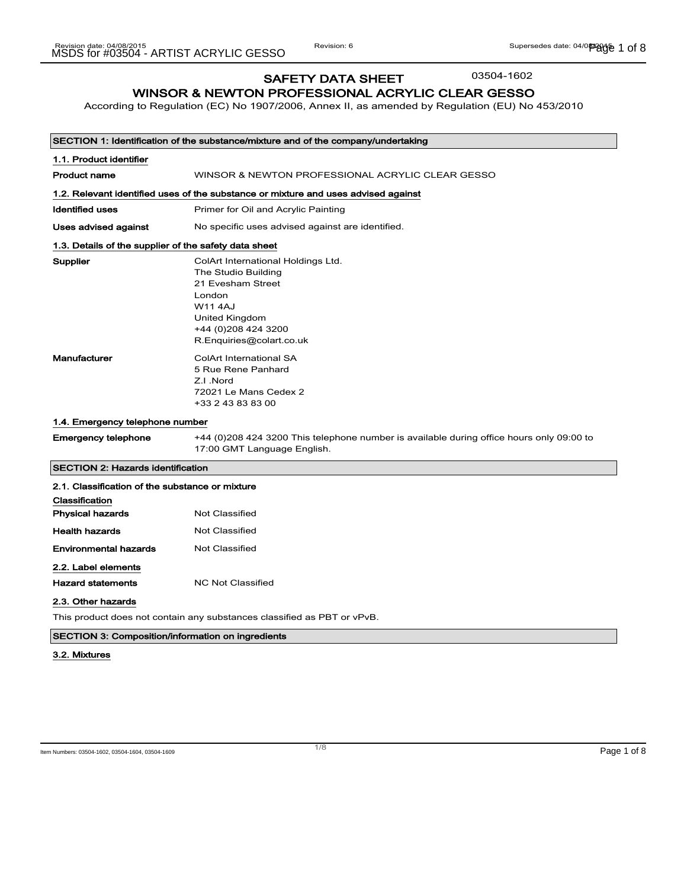# SAFETY DATA SHEET

03504-1602

## WINSOR & NEWTON PROFESSIONAL ACRYLIC CLEAR GESSO

According to Regulation (EC) No 1907/2006, Annex II, as amended by Regulation (EU) No 453/2010

### SECTION 1: Identification of the substance/mixture and of the company/undertaking

#### 1.1. Product identifier

**Product name** WINSOR & NEWTON PROFESSIONAL ACRYLIC CLEAR GESSO

#### 1.2. Relevant identified uses of the substance or mixture and uses advised against

**Identified uses** Primer for Oil and Acrylic Painting

**Uses advised against** No specific uses advised against are identified.

#### 1.3. Details of the supplier of the safety data sheet

**Supplier**
ColArt International Holdings Ltd.
The Studio Building
21 Evesham Street
London
W11 4AJ
United Kingdom
+44 (0)208 424 3200
R.Enquiries@colart.co.uk

**Manufacturer**
ColArt International SA
5 Rue Rene Panhard
Z.I .Nord
72021 Le Mans Cedex 2
+33 2 43 83 83 00

#### 1.4. Emergency telephone number

**Emergency telephone** +44 (0)208 424 3200 This telephone number is available during office hours only 09:00 to 17:00 GMT Language English.

### SECTION 2: Hazards identification

#### 2.1. Classification of the substance or mixture

**Classification**

**Physical hazards** Not Classified

**Health hazards** Not Classified

**Environmental hazards** Not Classified

#### 2.2. Label elements

**Hazard statements** NC Not Classified

#### 2.3. Other hazards

This product does not contain any substances classified as PBT or vPvB.

### SECTION 3: Composition/information on ingredients

#### 3.2. Mixtures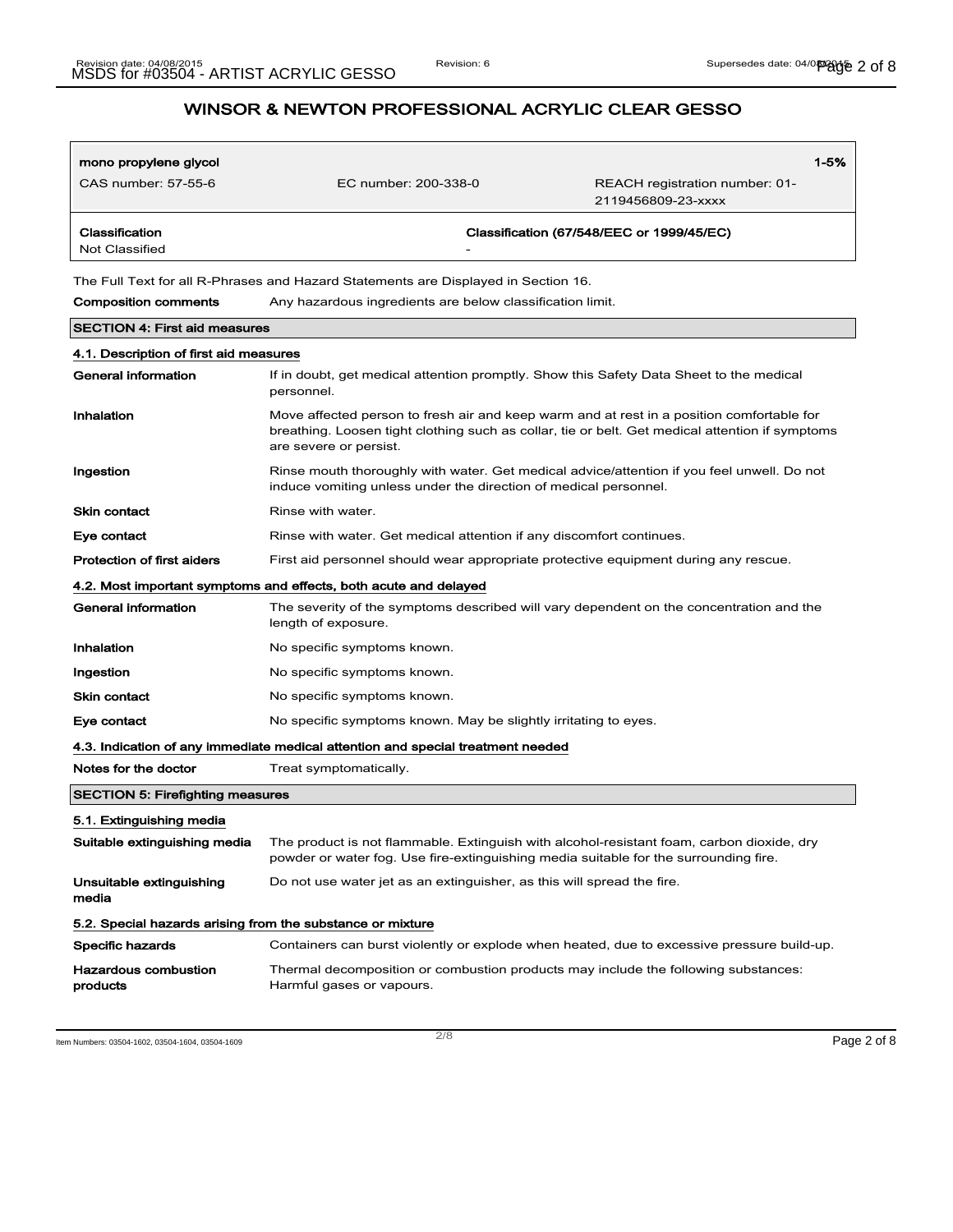## WINSOR & NEWTON PROFESSIONAL ACRYLIC CLEAR GESSO

| **mono propylene glycol** | | **1-5%** |
|---|---|---|
| CAS number: 57-55-6 | EC number: 200-338-0 | REACH registration number: 01-2119456809-23-xxxx |
| **Classification** | **Classification (67/548/EEC or 1999/45/EC)** | |
| Not Classified | - | |

The Full Text for all R-Phrases and Hazard Statements are Displayed in Section 16.

**Composition comments** Any hazardous ingredients are below classification limit.

### SECTION 4: First aid measures

#### 4.1. Description of first aid measures

**General information** If in doubt, get medical attention promptly. Show this Safety Data Sheet to the medical personnel.

**Inhalation** Move affected person to fresh air and keep warm and at rest in a position comfortable for breathing. Loosen tight clothing such as collar, tie or belt. Get medical attention if symptoms are severe or persist.

**Ingestion** Rinse mouth thoroughly with water. Get medical advice/attention if you feel unwell. Do not induce vomiting unless under the direction of medical personnel.

**Skin contact** Rinse with water.

**Eye contact** Rinse with water. Get medical attention if any discomfort continues.

**Protection of first aiders** First aid personnel should wear appropriate protective equipment during any rescue.

#### 4.2. Most important symptoms and effects, both acute and delayed

**General information** The severity of the symptoms described will vary dependent on the concentration and the length of exposure.

**Inhalation** No specific symptoms known.

**Ingestion** No specific symptoms known.

**Skin contact** No specific symptoms known.

**Eye contact** No specific symptoms known. May be slightly irritating to eyes.

#### 4.3. Indication of any immediate medical attention and special treatment needed

**Notes for the doctor** Treat symptomatically.

### SECTION 5: Firefighting measures

#### 5.1. Extinguishing media

**Suitable extinguishing media** The product is not flammable. Extinguish with alcohol-resistant foam, carbon dioxide, dry powder or water fog. Use fire-extinguishing media suitable for the surrounding fire.

**Unsuitable extinguishing media** Do not use water jet as an extinguisher, as this will spread the fire.

#### 5.2. Special hazards arising from the substance or mixture

**Specific hazards** Containers can burst violently or explode when heated, due to excessive pressure build-up.

**Hazardous combustion products** Thermal decomposition or combustion products may include the following substances: Harmful gases or vapours.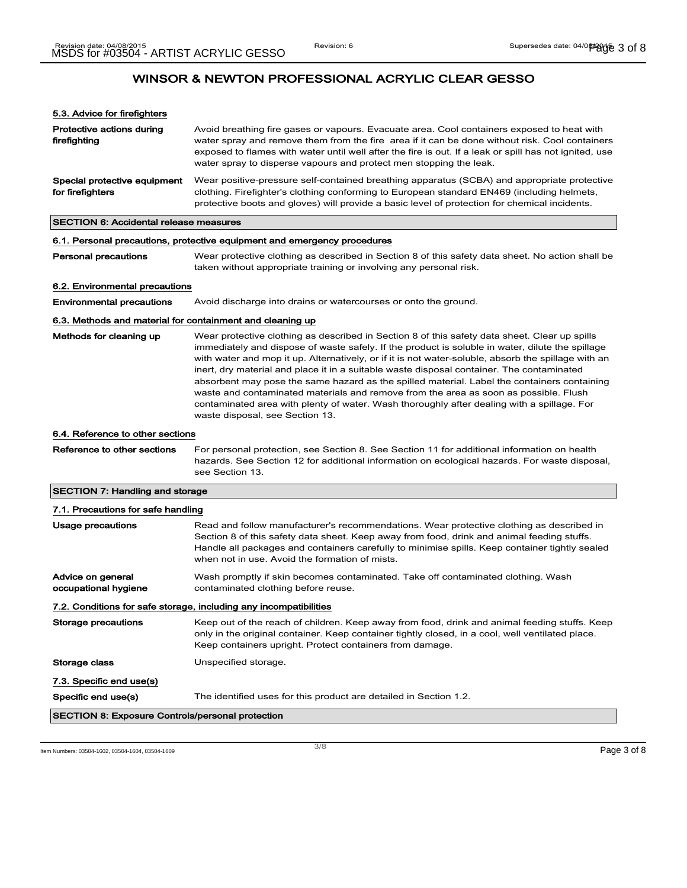## WINSOR & NEWTON PROFESSIONAL ACRYLIC CLEAR GESSO

### 5.3. Advice for firefighters

**Protective actions during firefighting** Avoid breathing fire gases or vapours. Evacuate area. Cool containers exposed to heat with water spray and remove them from the fire area if it can be done without risk. Cool containers exposed to flames with water until well after the fire is out. If a leak or spill has not ignited, use water spray to disperse vapours and protect men stopping the leak.

**Special protective equipment for firefighters** Wear positive-pressure self-contained breathing apparatus (SCBA) and appropriate protective clothing. Firefighter's clothing conforming to European standard EN469 (including helmets, protective boots and gloves) will provide a basic level of protection for chemical incidents.

## SECTION 6: Accidental release measures

### 6.1. Personal precautions, protective equipment and emergency procedures

**Personal precautions** Wear protective clothing as described in Section 8 of this safety data sheet. No action shall be taken without appropriate training or involving any personal risk.

### 6.2. Environmental precautions

**Environmental precautions** Avoid discharge into drains or watercourses or onto the ground.

### 6.3. Methods and material for containment and cleaning up

**Methods for cleaning up** Wear protective clothing as described in Section 8 of this safety data sheet. Clear up spills immediately and dispose of waste safely. If the product is soluble in water, dilute the spillage with water and mop it up. Alternatively, or if it is not water-soluble, absorb the spillage with an inert, dry material and place it in a suitable waste disposal container. The contaminated absorbent may pose the same hazard as the spilled material. Label the containers containing waste and contaminated materials and remove from the area as soon as possible. Flush contaminated area with plenty of water. Wash thoroughly after dealing with a spillage. For waste disposal, see Section 13.

### 6.4. Reference to other sections

**Reference to other sections** For personal protection, see Section 8. See Section 11 for additional information on health hazards. See Section 12 for additional information on ecological hazards. For waste disposal, see Section 13.

## SECTION 7: Handling and storage

### 7.1. Precautions for safe handling

**Usage precautions** Read and follow manufacturer's recommendations. Wear protective clothing as described in Section 8 of this safety data sheet. Keep away from food, drink and animal feeding stuffs. Handle all packages and containers carefully to minimise spills. Keep container tightly sealed when not in use. Avoid the formation of mists.

**Advice on general occupational hygiene** Wash promptly if skin becomes contaminated. Take off contaminated clothing. Wash contaminated clothing before reuse.

### 7.2. Conditions for safe storage, including any incompatibilities

**Storage precautions** Keep out of the reach of children. Keep away from food, drink and animal feeding stuffs. Keep only in the original container. Keep container tightly closed, in a cool, well ventilated place. Keep containers upright. Protect containers from damage.

**Storage class** Unspecified storage.

### 7.3. Specific end use(s)

**Specific end use(s)** The identified uses for this product are detailed in Section 1.2.

## SECTION 8: Exposure Controls/personal protection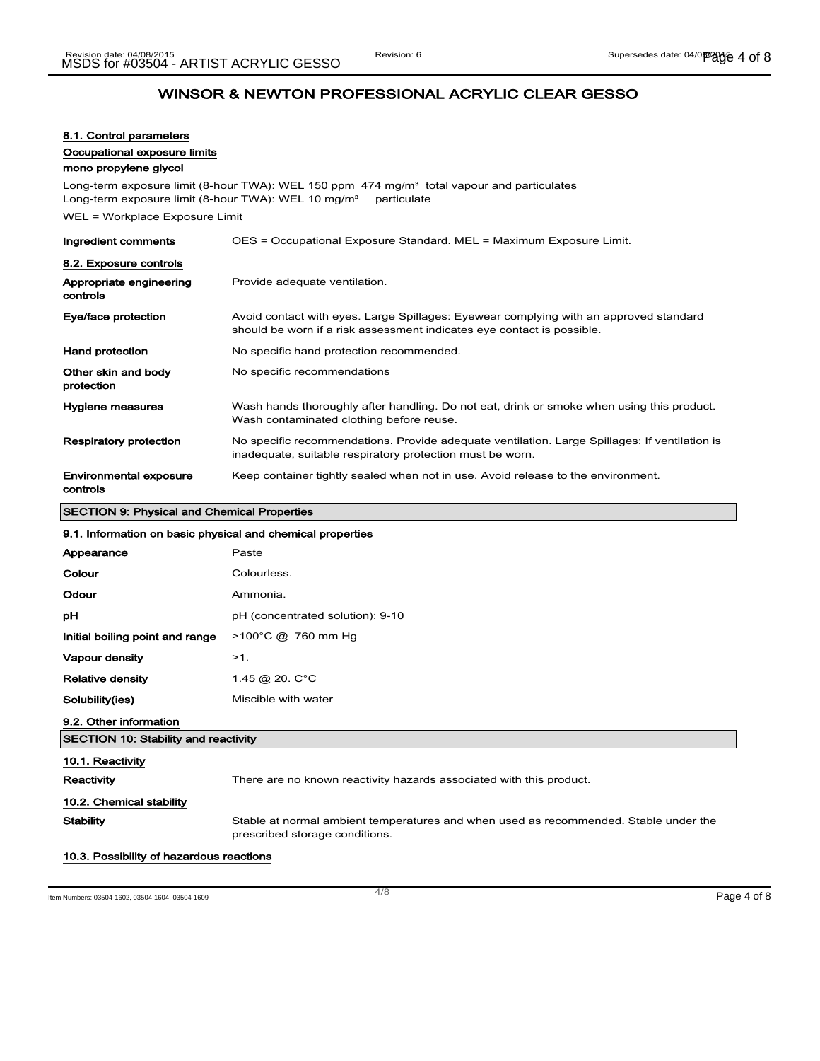# WINSOR & NEWTON PROFESSIONAL ACRYLIC CLEAR GESSO

### 8.1. Control parameters

#### Occupational exposure limits

**mono propylene glycol**

Long-term exposure limit (8-hour TWA): WEL 150 ppm 474 mg/m³ total vapour and particulates
Long-term exposure limit (8-hour TWA): WEL 10 mg/m³ particulate

WEL = Workplace Exposure Limit

| | |
|---|---|
| **Ingredient comments** | OES = Occupational Exposure Standard. MEL = Maximum Exposure Limit. |

### 8.2. Exposure controls

| | |
|---|---|
| **Appropriate engineering controls** | Provide adequate ventilation. |
| **Eye/face protection** | Avoid contact with eyes. Large Spillages: Eyewear complying with an approved standard should be worn if a risk assessment indicates eye contact is possible. |
| **Hand protection** | No specific hand protection recommended. |
| **Other skin and body protection** | No specific recommendations |
| **Hygiene measures** | Wash hands thoroughly after handling. Do not eat, drink or smoke when using this product. Wash contaminated clothing before reuse. |
| **Respiratory protection** | No specific recommendations. Provide adequate ventilation. Large Spillages: If ventilation is inadequate, suitable respiratory protection must be worn. |
| **Environmental exposure controls** | Keep container tightly sealed when not in use. Avoid release to the environment. |

## SECTION 9: Physical and Chemical Properties

### 9.1. Information on basic physical and chemical properties

| | |
|---|---|
| **Appearance** | Paste |
| **Colour** | Colourless. |
| **Odour** | Ammonia. |
| **pH** | pH (concentrated solution): 9-10 |
| **Initial boiling point and range** | >100°C @ 760 mm Hg |
| **Vapour density** | >1. |
| **Relative density** | 1.45 @ 20. C°C |
| **Solubility(ies)** | Miscible with water |

### 9.2. Other information

## SECTION 10: Stability and reactivity

### 10.1. Reactivity

| | |
|---|---|
| **Reactivity** | There are no known reactivity hazards associated with this product. |

### 10.2. Chemical stability

| | |
|---|---|
| **Stability** | Stable at normal ambient temperatures and when used as recommended. Stable under the prescribed storage conditions. |

### 10.3. Possibility of hazardous reactions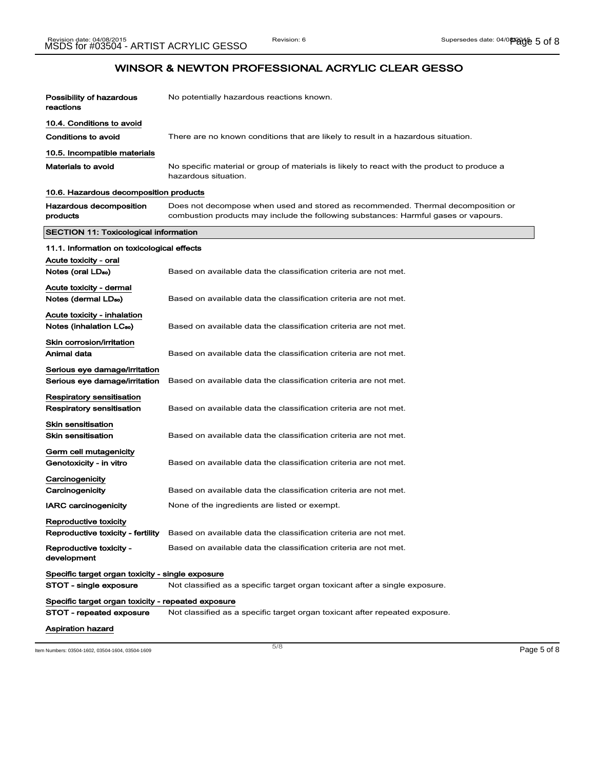## WINSOR & NEWTON PROFESSIONAL ACRYLIC CLEAR GESSO

**Possibility of hazardous reactions** No potentially hazardous reactions known.

### 10.4. Conditions to avoid

**Conditions to avoid** There are no known conditions that are likely to result in a hazardous situation.

### 10.5. Incompatible materials

**Materials to avoid** No specific material or group of materials is likely to react with the product to produce a hazardous situation.

### 10.6. Hazardous decomposition products

**Hazardous decomposition products** Does not decompose when used and stored as recommended. Thermal decomposition or combustion products may include the following substances: Harmful gases or vapours.

## SECTION 11: Toxicological information

### 11.1. Information on toxicological effects

**Acute toxicity - oral**

**Notes (oral $LD_{50}$)** Based on available data the classification criteria are not met.

**Acute toxicity - dermal**

**Notes (dermal $LD_{50}$)** Based on available data the classification criteria are not met.

**Acute toxicity - inhalation**

**Notes (inhalation $LC_{50}$)** Based on available data the classification criteria are not met.

**Skin corrosion/irritation**

**Animal data** Based on available data the classification criteria are not met.

**Serious eye damage/irritation**

**Serious eye damage/irritation** Based on available data the classification criteria are not met.

**Respiratory sensitisation**

**Respiratory sensitisation** Based on available data the classification criteria are not met.

**Skin sensitisation**

**Skin sensitisation** Based on available data the classification criteria are not met.

**Germ cell mutagenicity**

**Genotoxicity - in vitro** Based on available data the classification criteria are not met.

**Carcinogenicity**

**Carcinogenicity** Based on available data the classification criteria are not met.

**IARC carcinogenicity** None of the ingredients are listed or exempt.

**Reproductive toxicity**

**Reproductive toxicity - fertility** Based on available data the classification criteria are not met.

**Reproductive toxicity - development** Based on available data the classification criteria are not met.

**Specific target organ toxicity - single exposure**

**STOT - single exposure** Not classified as a specific target organ toxicant after a single exposure.

**Specific target organ toxicity - repeated exposure**

**STOT - repeated exposure** Not classified as a specific target organ toxicant after repeated exposure.

**Aspiration hazard**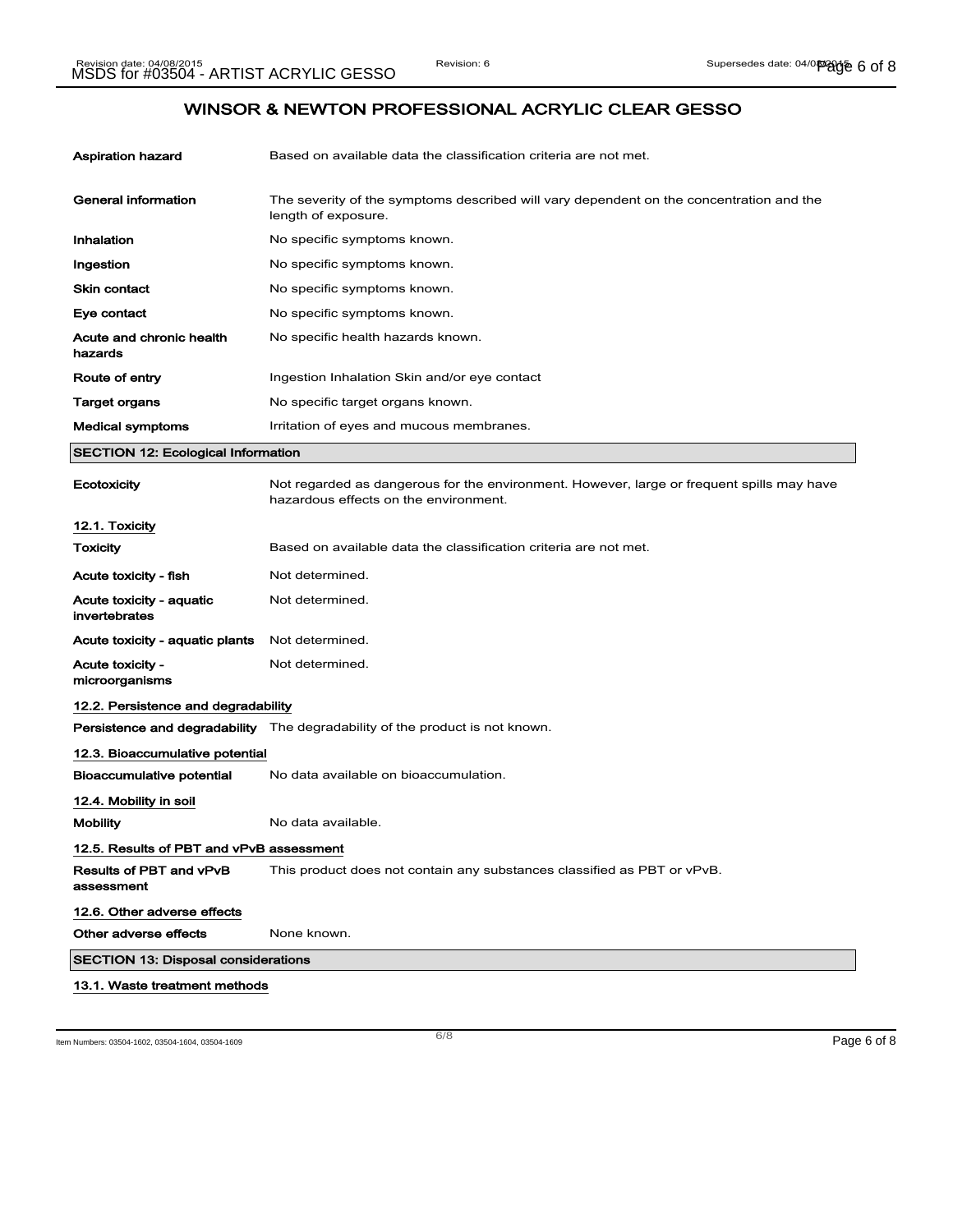# WINSOR & NEWTON PROFESSIONAL ACRYLIC CLEAR GESSO

| | |
|---|---|
| **Aspiration hazard** | Based on available data the classification criteria are not met. |
| **General information** | The severity of the symptoms described will vary dependent on the concentration and the length of exposure. |
| **Inhalation** | No specific symptoms known. |
| **Ingestion** | No specific symptoms known. |
| **Skin contact** | No specific symptoms known. |
| **Eye contact** | No specific symptoms known. |
| **Acute and chronic health hazards** | No specific health hazards known. |
| **Route of entry** | Ingestion Inhalation Skin and/or eye contact |
| **Target organs** | No specific target organs known. |
| **Medical symptoms** | Irritation of eyes and mucous membranes. |

## SECTION 12: Ecological Information

| | |
|---|---|
| **Ecotoxicity** | Not regarded as dangerous for the environment. However, large or frequent spills may have hazardous effects on the environment. |

### 12.1. Toxicity

| | |
|---|---|
| **Toxicity** | Based on available data the classification criteria are not met. |
| **Acute toxicity - fish** | Not determined. |
| **Acute toxicity - aquatic invertebrates** | Not determined. |
| **Acute toxicity - aquatic plants** | Not determined. |
| **Acute toxicity - microorganisms** | Not determined. |

### 12.2. Persistence and degradability

| | |
|---|---|
| **Persistence and degradability** | The degradability of the product is not known. |

### 12.3. Bioaccumulative potential

| | |
|---|---|
| **Bioaccumulative potential** | No data available on bioaccumulation. |

### 12.4. Mobility in soil

| | |
|---|---|
| **Mobility** | No data available. |

### 12.5. Results of PBT and vPvB assessment

| | |
|---|---|
| **Results of PBT and vPvB assessment** | This product does not contain any substances classified as PBT or vPvB. |

### 12.6. Other adverse effects

| | |
|---|---|
| **Other adverse effects** | None known. |

## SECTION 13: Disposal considerations

### 13.1. Waste treatment methods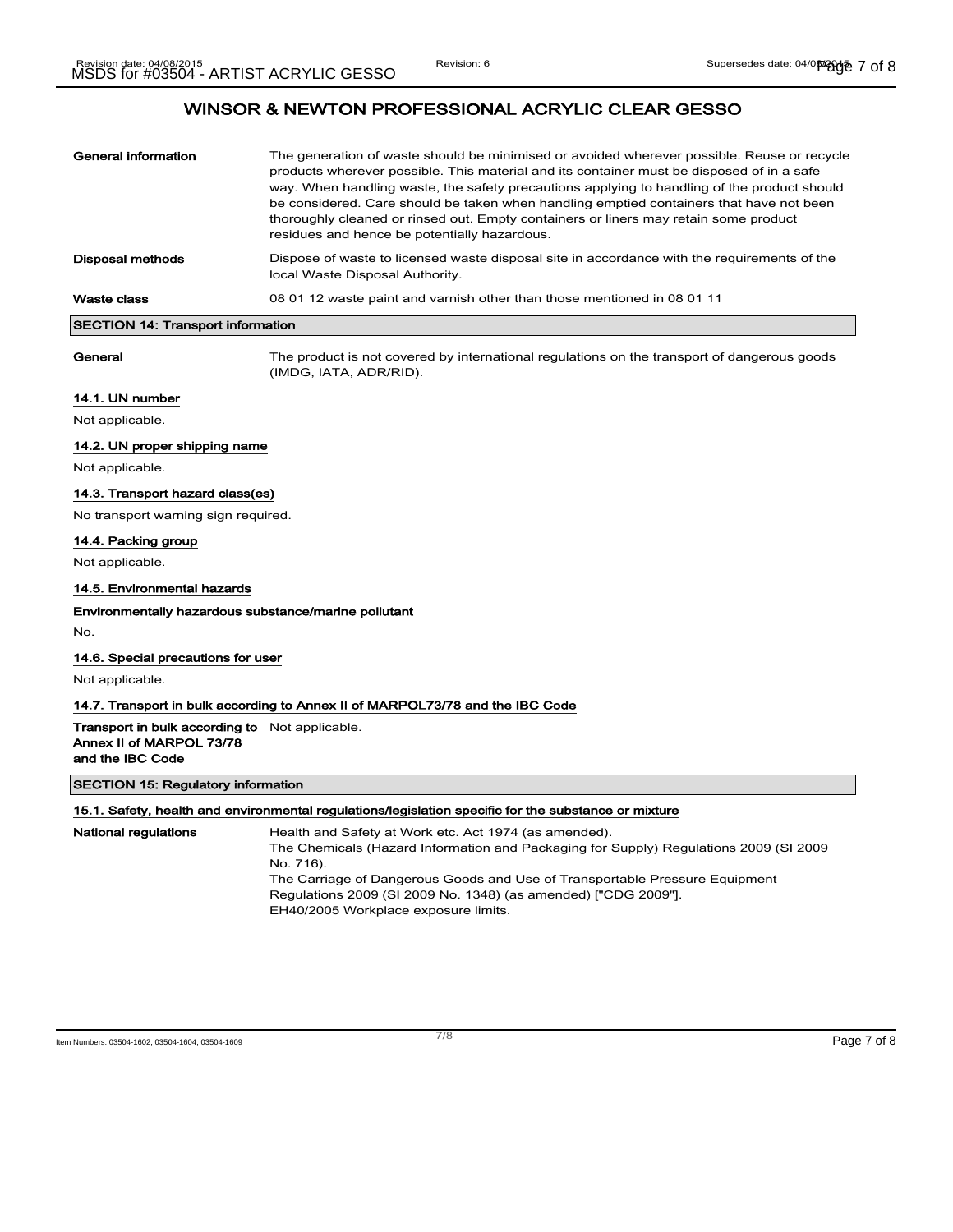## WINSOR & NEWTON PROFESSIONAL ACRYLIC CLEAR GESSO

**General information**
The generation of waste should be minimised or avoided wherever possible. Reuse or recycle products wherever possible. This material and its container must be disposed of in a safe way. When handling waste, the safety precautions applying to handling of the product should be considered. Care should be taken when handling emptied containers that have not been thoroughly cleaned or rinsed out. Empty containers or liners may retain some product residues and hence be potentially hazardous.

**Disposal methods**
Dispose of waste to licensed waste disposal site in accordance with the requirements of the local Waste Disposal Authority.

**Waste class**
08 01 12 waste paint and varnish other than those mentioned in 08 01 11

### SECTION 14: Transport information

**General**
The product is not covered by international regulations on the transport of dangerous goods (IMDG, IATA, ADR/RID).

#### 14.1. UN number

Not applicable.

#### 14.2. UN proper shipping name

Not applicable.

#### 14.3. Transport hazard class(es)

No transport warning sign required.

#### 14.4. Packing group

Not applicable.

#### 14.5. Environmental hazards

**Environmentally hazardous substance/marine pollutant**

No.

#### 14.6. Special precautions for user

Not applicable.

#### 14.7. Transport in bulk according to Annex II of MARPOL73/78 and the IBC Code

**Transport in bulk according to Annex II of MARPOL 73/78 and the IBC Code**
Not applicable.

### SECTION 15: Regulatory information

#### 15.1. Safety, health and environmental regulations/legislation specific for the substance or mixture

**National regulations**
Health and Safety at Work etc. Act 1974 (as amended).
The Chemicals (Hazard Information and Packaging for Supply) Regulations 2009 (SI 2009 No. 716).
The Carriage of Dangerous Goods and Use of Transportable Pressure Equipment Regulations 2009 (SI 2009 No. 1348) (as amended) ["CDG 2009"].
EH40/2005 Workplace exposure limits.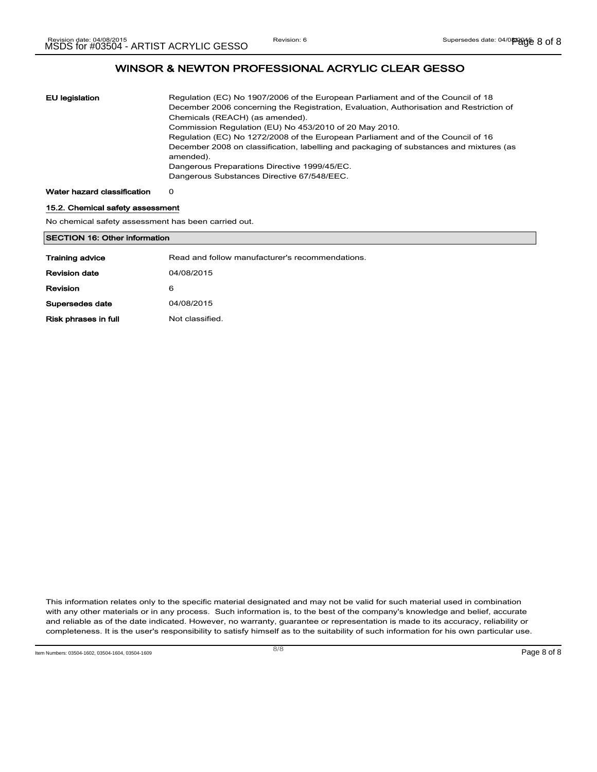## WINSOR & NEWTON PROFESSIONAL ACRYLIC CLEAR GESSO

| | |
|---|---|
| **EU legislation** | Regulation (EC) No 1907/2006 of the European Parliament and of the Council of 18 December 2006 concerning the Registration, Evaluation, Authorisation and Restriction of Chemicals (REACH) (as amended).<br>Commission Regulation (EU) No 453/2010 of 20 May 2010.<br>Regulation (EC) No 1272/2008 of the European Parliament and of the Council of 16 December 2008 on classification, labelling and packaging of substances and mixtures (as amended).<br>Dangerous Preparations Directive 1999/45/EC.<br>Dangerous Substances Directive 67/548/EEC. |
| **Water hazard classification** | 0 |

### 15.2. Chemical safety assessment

No chemical safety assessment has been carried out.

### SECTION 16: Other information

| | |
|---|---|
| **Training advice** | Read and follow manufacturer's recommendations. |
| **Revision date** | 04/08/2015 |
| **Revision** | 6 |
| **Supersedes date** | 04/08/2015 |
| **Risk phrases in full** | Not classified. |

This information relates only to the specific material designated and may not be valid for such material used in combination with any other materials or in any process. Such information is, to the best of the company's knowledge and belief, accurate and reliable as of the date indicated. However, no warranty, guarantee or representation is made to its accuracy, reliability or completeness. It is the user's responsibility to satisfy himself as to the suitability of such information for his own particular use.

Item Numbers: 03504-1602, 03504-1604, 03504-1609